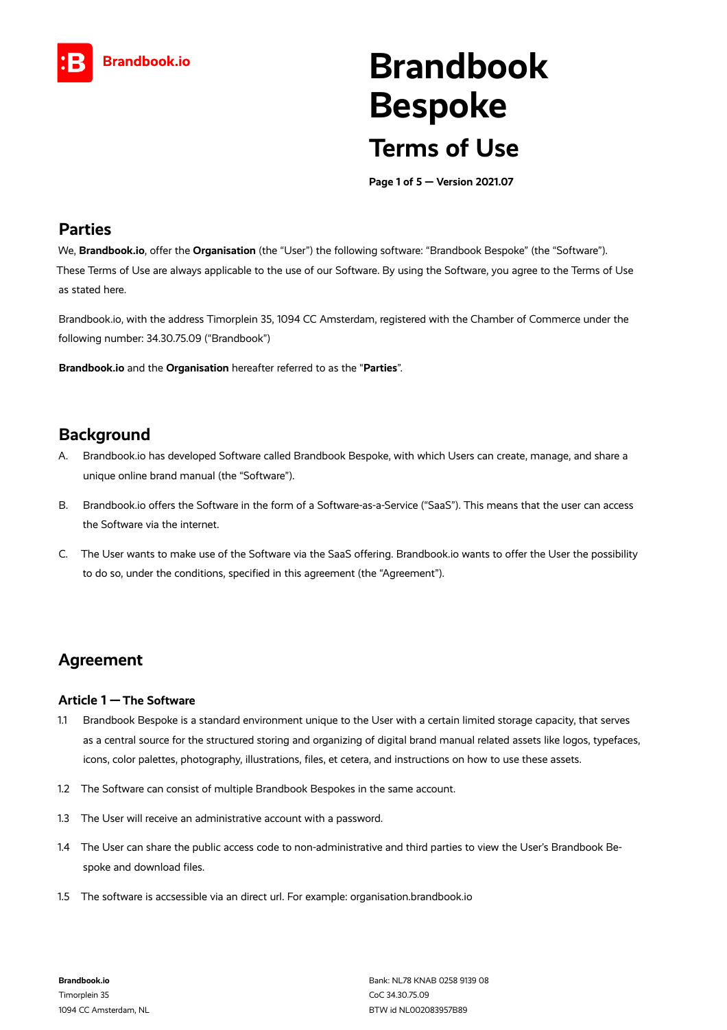# Brandbook Bespoke

## Terms of Use

**Page 1 of 5 — Version 2021.07**

## Parties

We, **Brandbook.io**, offer the **Organisation** (the "User") the following software: "Brandbook Bespoke" (the "Software"). These Terms of Use are always applicable to the use of our Software. By using the Software, you agree to the Terms of Use as stated here.

Brandbook.io, with the address Timorplein 35, 1094 CC Amsterdam, registered with the Chamber of Commerce under the following number: 34.30.75.09 ("Brandbook")

**Brandbook.io** and the **Organisation** hereafter referred to as the "**Parties**".

## Background

A. Brandbook.io has developed Software called Brandbook Bespoke, with which Users can create, manage, and share a unique online brand manual (the "Software").

B. Brandbook.io offers the Software in the form of a Software-as-a-Service ("SaaS"). This means that the user can access the Software via the internet.

C. The User wants to make use of the Software via the SaaS offering. Brandbook.io wants to offer the User the possibility to do so, under the conditions, specified in this agreement (the "Agreement").

## Agreement

### Article 1 — The Software

1.1 Brandbook Bespoke is a standard environment unique to the User with a certain limited storage capacity, that serves as a central source for the structured storing and organizing of digital brand manual related assets like logos, typefaces, icons, color palettes, photography, illustrations, files, et cetera, and instructions on how to use these assets.

1.2 The Software can consist of multiple Brandbook Bespokes in the same account.

1.3 The User will receive an administrative account with a password.

1.4 The User can share the public access code to non-administrative and third parties to view the User's Brandbook Bespoke and download files.

1.5 The software is accsessible via an direct url. For example: organisation.brandbook.io

**Brandbook.io**
Timorplein 35
1094 CC Amsterdam, NL

Bank: NL78 KNAB 0258 9139 08
CoC 34.30.75.09
BTW id NL002083957B89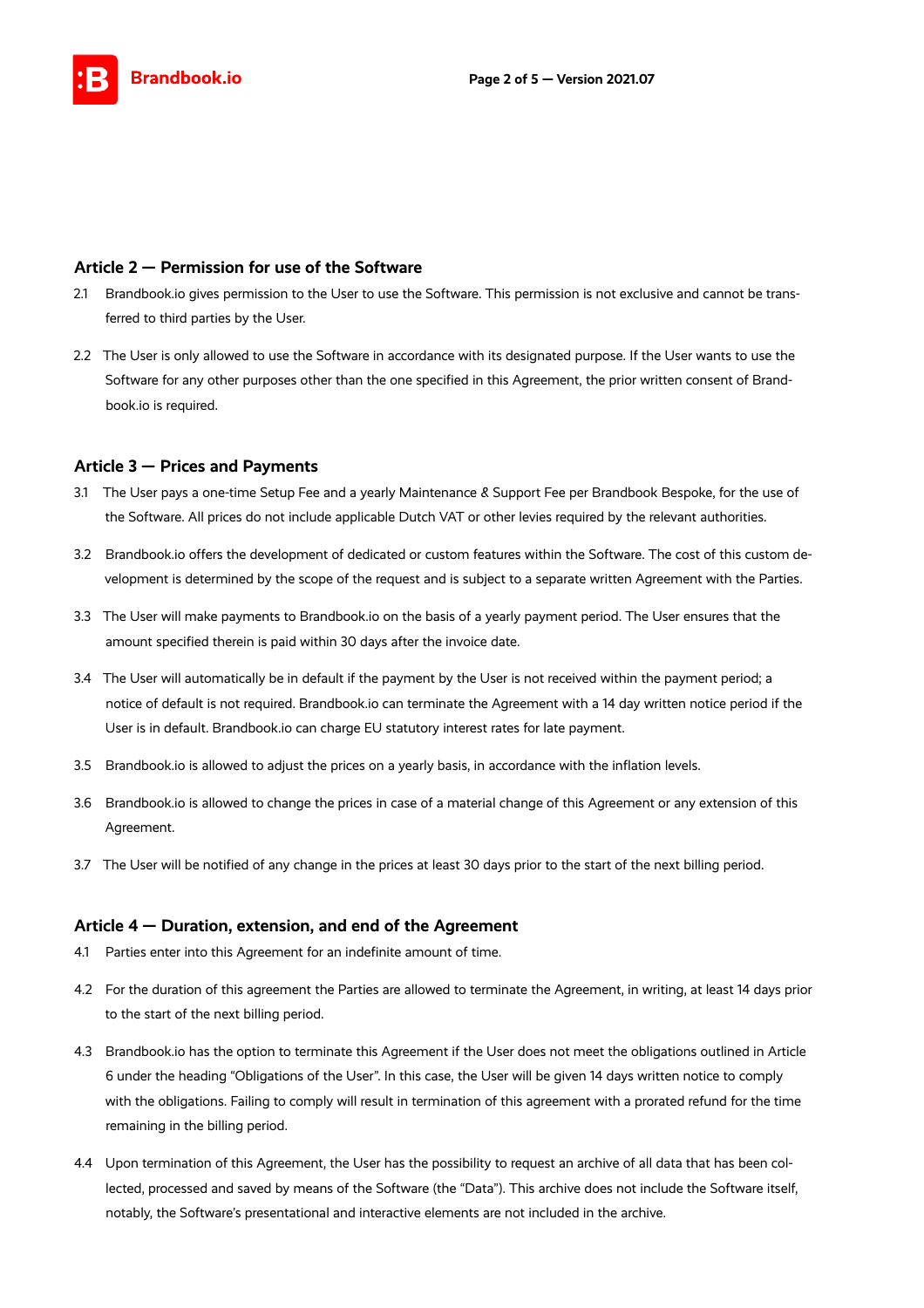## Article 2 — Permission for use of the Software

2.1 Brandbook.io gives permission to the User to use the Software. This permission is not exclusive and cannot be transferred to third parties by the User.

2.2 The User is only allowed to use the Software in accordance with its designated purpose. If the User wants to use the Software for any other purposes other than the one specified in this Agreement, the prior written consent of Brandbook.io is required.

## Article 3 — Prices and Payments

3.1 The User pays a one-time Setup Fee and a yearly Maintenance & Support Fee per Brandbook Bespoke, for the use of the Software. All prices do not include applicable Dutch VAT or other levies required by the relevant authorities.

3.2 Brandbook.io offers the development of dedicated or custom features within the Software. The cost of this custom development is determined by the scope of the request and is subject to a separate written Agreement with the Parties.

3.3 The User will make payments to Brandbook.io on the basis of a yearly payment period. The User ensures that the amount specified therein is paid within 30 days after the invoice date.

3.4 The User will automatically be in default if the payment by the User is not received within the payment period; a notice of default is not required. Brandbook.io can terminate the Agreement with a 14 day written notice period if the User is in default. Brandbook.io can charge EU statutory interest rates for late payment.

3.5 Brandbook.io is allowed to adjust the prices on a yearly basis, in accordance with the inflation levels.

3.6 Brandbook.io is allowed to change the prices in case of a material change of this Agreement or any extension of this Agreement.

3.7 The User will be notified of any change in the prices at least 30 days prior to the start of the next billing period.

## Article 4 — Duration, extension, and end of the Agreement

4.1 Parties enter into this Agreement for an indefinite amount of time.

4.2 For the duration of this agreement the Parties are allowed to terminate the Agreement, in writing, at least 14 days prior to the start of the next billing period.

4.3 Brandbook.io has the option to terminate this Agreement if the User does not meet the obligations outlined in Article 6 under the heading "Obligations of the User". In this case, the User will be given 14 days written notice to comply with the obligations. Failing to comply will result in termination of this agreement with a prorated refund for the time remaining in the billing period.

4.4 Upon termination of this Agreement, the User has the possibility to request an archive of all data that has been collected, processed and saved by means of the Software (the "Data"). This archive does not include the Software itself, notably, the Software's presentational and interactive elements are not included in the archive.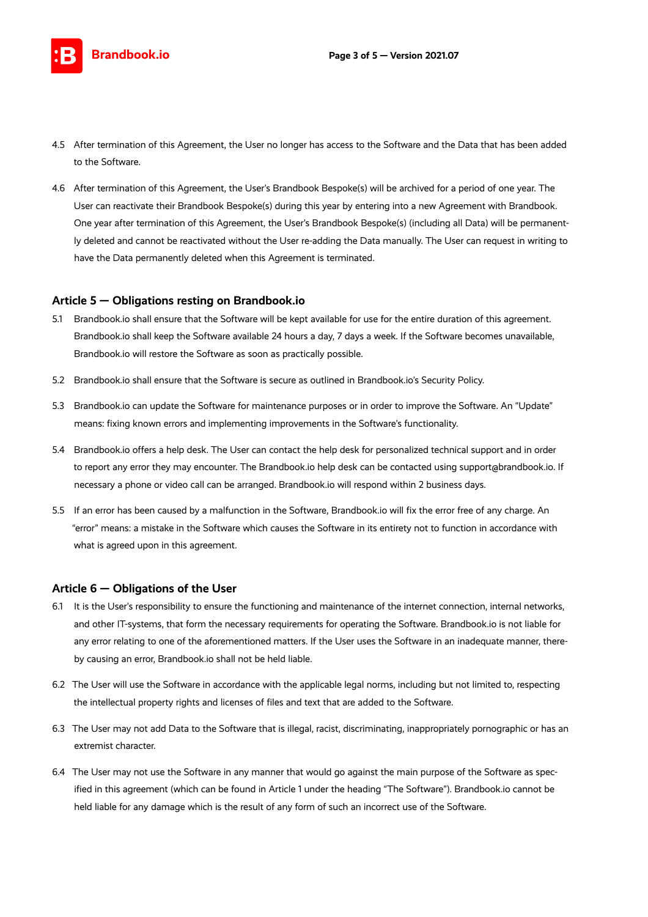4.5 After termination of this Agreement, the User no longer has access to the Software and the Data that has been added to the Software.

4.6 After termination of this Agreement, the User's Brandbook Bespoke(s) will be archived for a period of one year. The User can reactivate their Brandbook Bespoke(s) during this year by entering into a new Agreement with Brandbook. One year after termination of this Agreement, the User's Brandbook Bespoke(s) (including all Data) will be permanently deleted and cannot be reactivated without the User re-adding the Data manually. The User can request in writing to have the Data permanently deleted when this Agreement is terminated.

## Article 5 — Obligations resting on Brandbook.io

5.1 Brandbook.io shall ensure that the Software will be kept available for use for the entire duration of this agreement. Brandbook.io shall keep the Software available 24 hours a day, 7 days a week. If the Software becomes unavailable, Brandbook.io will restore the Software as soon as practically possible.

5.2 Brandbook.io shall ensure that the Software is secure as outlined in Brandbook.io's Security Policy.

5.3 Brandbook.io can update the Software for maintenance purposes or in order to improve the Software. An "Update" means: fixing known errors and implementing improvements in the Software's functionality.

5.4 Brandbook.io offers a help desk. The User can contact the help desk for personalized technical support and in order to report any error they may encounter. The Brandbook.io help desk can be contacted using support@brandbook.io. If necessary a phone or video call can be arranged. Brandbook.io will respond within 2 business days.

5.5 If an error has been caused by a malfunction in the Software, Brandbook.io will fix the error free of any charge. An "error" means: a mistake in the Software which causes the Software in its entirety not to function in accordance with what is agreed upon in this agreement.

## Article 6 — Obligations of the User

6.1 It is the User's responsibility to ensure the functioning and maintenance of the internet connection, internal networks, and other IT-systems, that form the necessary requirements for operating the Software. Brandbook.io is not liable for any error relating to one of the aforementioned matters. If the User uses the Software in an inadequate manner, thereby causing an error, Brandbook.io shall not be held liable.

6.2 The User will use the Software in accordance with the applicable legal norms, including but not limited to, respecting the intellectual property rights and licenses of files and text that are added to the Software.

6.3 The User may not add Data to the Software that is illegal, racist, discriminating, inappropriately pornographic or has an extremist character.

6.4 The User may not use the Software in any manner that would go against the main purpose of the Software as specified in this agreement (which can be found in Article 1 under the heading "The Software"). Brandbook.io cannot be held liable for any damage which is the result of any form of such an incorrect use of the Software.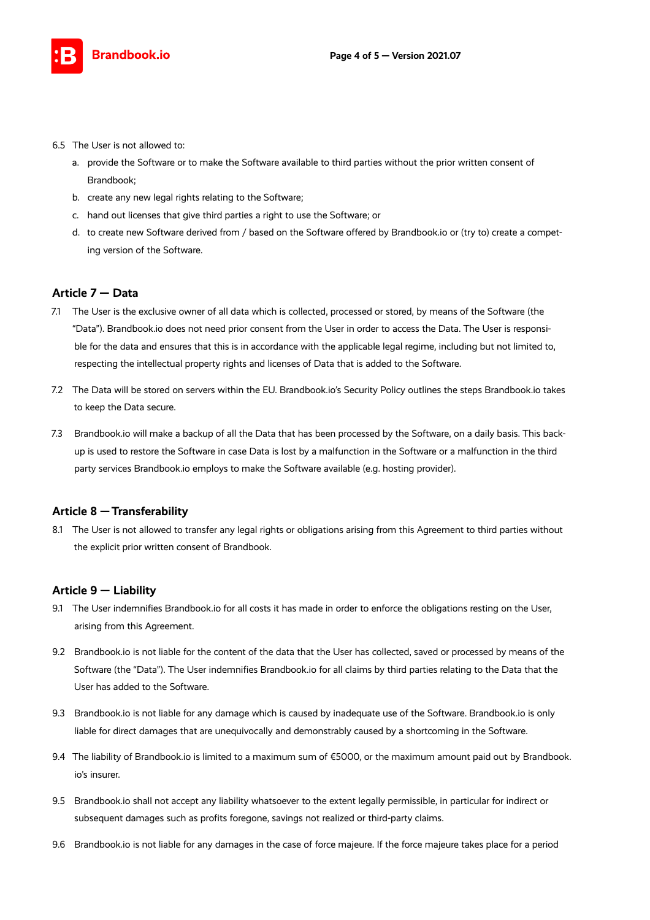6.5 The User is not allowed to:

a. provide the Software or to make the Software available to third parties without the prior written consent of Brandbook;
b. create any new legal rights relating to the Software;
c. hand out licenses that give third parties a right to use the Software; or
d. to create new Software derived from / based on the Software offered by Brandbook.io or (try to) create a competing version of the Software.

## Article 7 — Data

7.1 The User is the exclusive owner of all data which is collected, processed or stored, by means of the Software (the "Data"). Brandbook.io does not need prior consent from the User in order to access the Data. The User is responsible for the data and ensures that this is in accordance with the applicable legal regime, including but not limited to, respecting the intellectual property rights and licenses of Data that is added to the Software.

7.2 The Data will be stored on servers within the EU. Brandbook.io's Security Policy outlines the steps Brandbook.io takes to keep the Data secure.

7.3 Brandbook.io will make a backup of all the Data that has been processed by the Software, on a daily basis. This backup is used to restore the Software in case Data is lost by a malfunction in the Software or a malfunction in the third party services Brandbook.io employs to make the Software available (e.g. hosting provider).

## Article 8 — Transferability

8.1 The User is not allowed to transfer any legal rights or obligations arising from this Agreement to third parties without the explicit prior written consent of Brandbook.

## Article 9 — Liability

9.1 The User indemnifies Brandbook.io for all costs it has made in order to enforce the obligations resting on the User, arising from this Agreement.

9.2 Brandbook.io is not liable for the content of the data that the User has collected, saved or processed by means of the Software (the "Data"). The User indemnifies Brandbook.io for all claims by third parties relating to the Data that the User has added to the Software.

9.3 Brandbook.io is not liable for any damage which is caused by inadequate use of the Software. Brandbook.io is only liable for direct damages that are unequivocally and demonstrably caused by a shortcoming in the Software.

9.4 The liability of Brandbook.io is limited to a maximum sum of €5000, or the maximum amount paid out by Brandbook.io's insurer.

9.5 Brandbook.io shall not accept any liability whatsoever to the extent legally permissible, in particular for indirect or subsequent damages such as profits foregone, savings not realized or third-party claims.

9.6 Brandbook.io is not liable for any damages in the case of force majeure. If the force majeure takes place for a period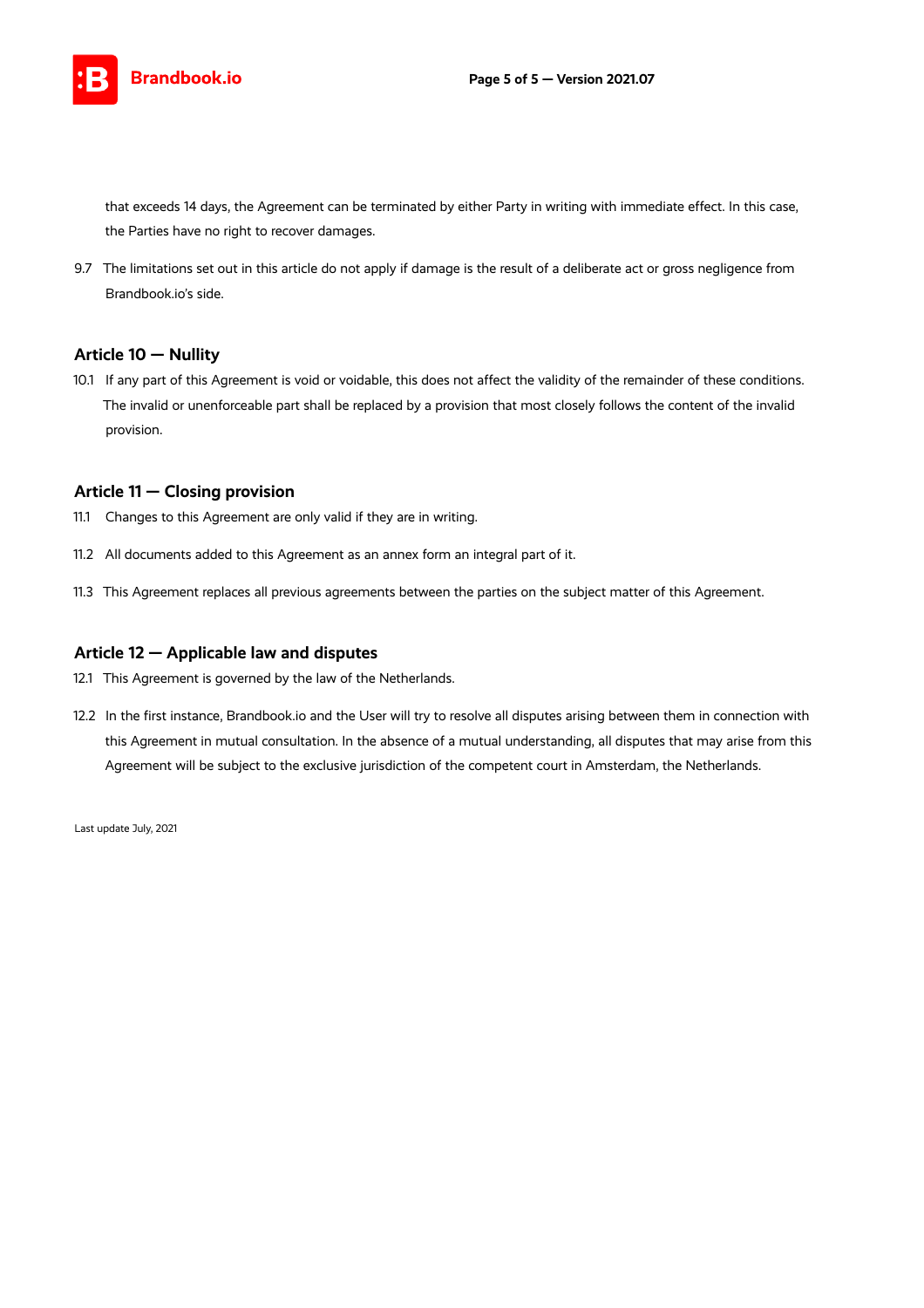that exceeds 14 days, the Agreement can be terminated by either Party in writing with immediate effect. In this case, the Parties have no right to recover damages.

9.7 The limitations set out in this article do not apply if damage is the result of a deliberate act or gross negligence from Brandbook.io's side.

### Article 10 — Nullity

10.1 If any part of this Agreement is void or voidable, this does not affect the validity of the remainder of these conditions. The invalid or unenforceable part shall be replaced by a provision that most closely follows the content of the invalid provision.

### Article 11 — Closing provision

11.1 Changes to this Agreement are only valid if they are in writing.

11.2 All documents added to this Agreement as an annex form an integral part of it.

11.3 This Agreement replaces all previous agreements between the parties on the subject matter of this Agreement.

### Article 12 — Applicable law and disputes

12.1 This Agreement is governed by the law of the Netherlands.

12.2 In the first instance, Brandbook.io and the User will try to resolve all disputes arising between them in connection with this Agreement in mutual consultation. In the absence of a mutual understanding, all disputes that may arise from this Agreement will be subject to the exclusive jurisdiction of the competent court in Amsterdam, the Netherlands.

Last update July, 2021